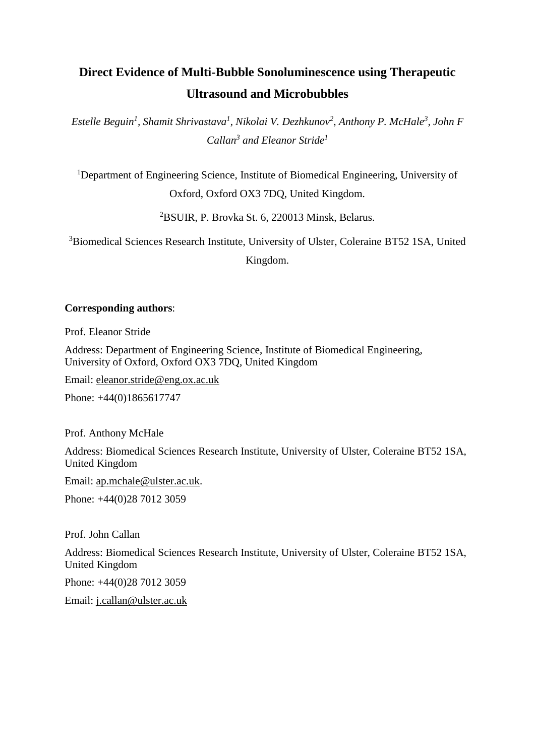# Direct Evidence of Multi-Bubble Sonoluminescence using Therapeutic Ultrasound and Microbubbles

*Estelle Beguin[1], Shamit Shrivastava[1], Nikolai V. Dezhkunov[2], Anthony P. McHale[3], John F Callan[3] and Eleanor Stride[1]*

[1]Department of Engineering Science, Institute of Biomedical Engineering, University of Oxford, Oxford OX3 7DQ, United Kingdom.

[2]BSUIR, P. Brovka St. 6, 220013 Minsk, Belarus.

[3]Biomedical Sciences Research Institute, University of Ulster, Coleraine BT52 1SA, United Kingdom.

**Corresponding authors**:

Prof. Eleanor Stride

Address: Department of Engineering Science, Institute of Biomedical Engineering, University of Oxford, Oxford OX3 7DQ, United Kingdom

Email: eleanor.stride@eng.ox.ac.uk

Phone: +44(0)1865617747

Prof. Anthony McHale

Address: Biomedical Sciences Research Institute, University of Ulster, Coleraine BT52 1SA, United Kingdom

Email: ap.mchale@ulster.ac.uk.

Phone: +44(0)28 7012 3059

Prof. John Callan

Address: Biomedical Sciences Research Institute, University of Ulster, Coleraine BT52 1SA, United Kingdom

Phone: +44(0)28 7012 3059

Email: j.callan@ulster.ac.uk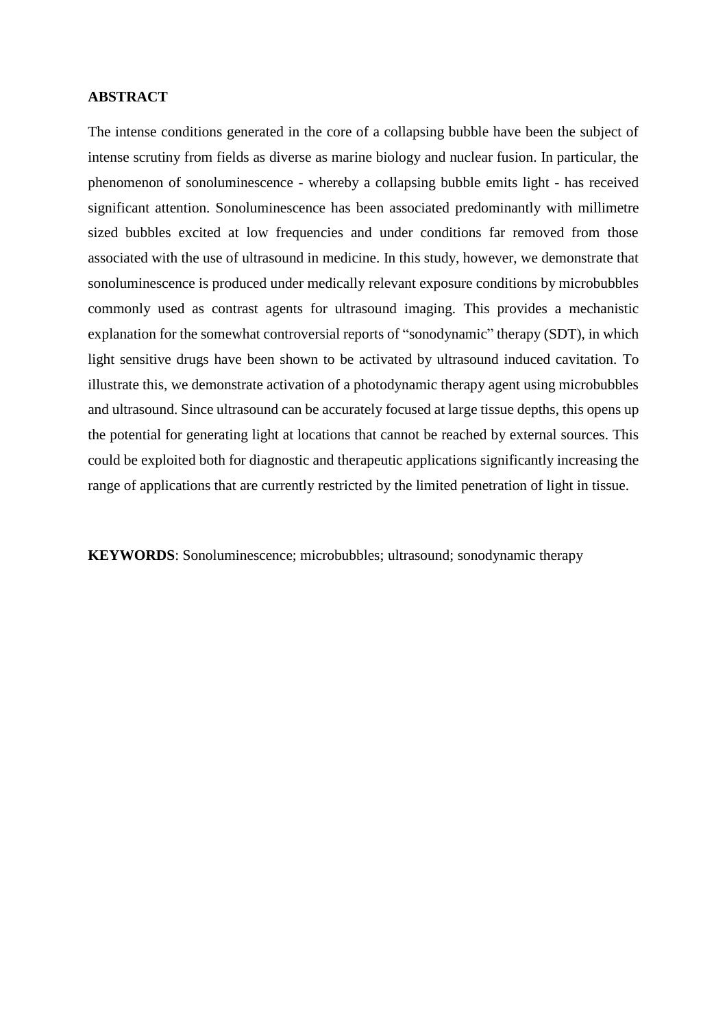**ABSTRACT**

The intense conditions generated in the core of a collapsing bubble have been the subject of intense scrutiny from fields as diverse as marine biology and nuclear fusion. In particular, the phenomenon of sonoluminescence - whereby a collapsing bubble emits light - has received significant attention. Sonoluminescence has been associated predominantly with millimetre sized bubbles excited at low frequencies and under conditions far removed from those associated with the use of ultrasound in medicine. In this study, however, we demonstrate that sonoluminescence is produced under medically relevant exposure conditions by microbubbles commonly used as contrast agents for ultrasound imaging. This provides a mechanistic explanation for the somewhat controversial reports of "sonodynamic" therapy (SDT), in which light sensitive drugs have been shown to be activated by ultrasound induced cavitation. To illustrate this, we demonstrate activation of a photodynamic therapy agent using microbubbles and ultrasound. Since ultrasound can be accurately focused at large tissue depths, this opens up the potential for generating light at locations that cannot be reached by external sources. This could be exploited both for diagnostic and therapeutic applications significantly increasing the range of applications that are currently restricted by the limited penetration of light in tissue.

**KEYWORDS**: Sonoluminescence; microbubbles; ultrasound; sonodynamic therapy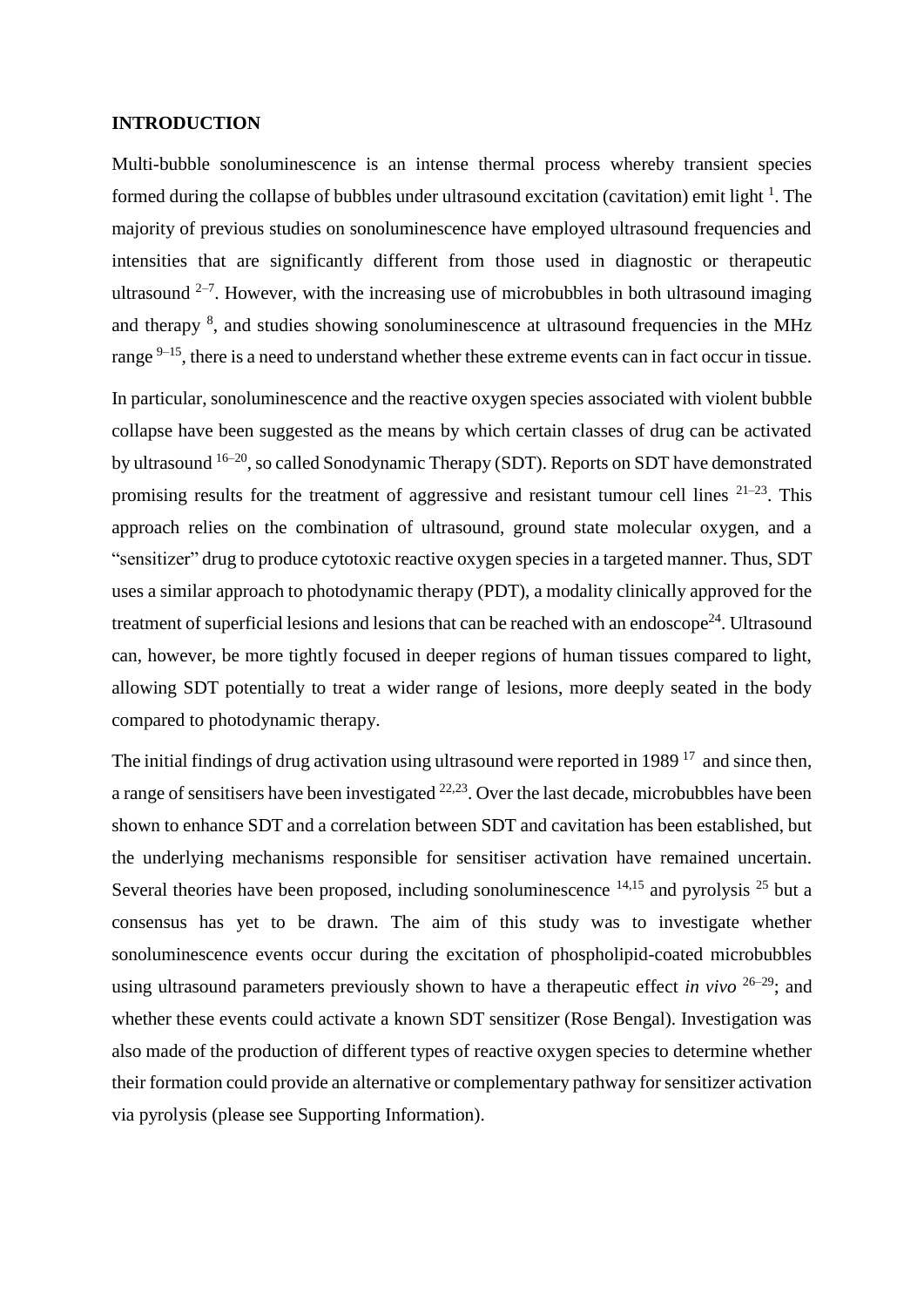## INTRODUCTION

Multi-bubble sonoluminescence is an intense thermal process whereby transient species formed during the collapse of bubbles under ultrasound excitation (cavitation) emit light [1]. The majority of previous studies on sonoluminescence have employed ultrasound frequencies and intensities that are significantly different from those used in diagnostic or therapeutic ultrasound [2–7]. However, with the increasing use of microbubbles in both ultrasound imaging and therapy [8], and studies showing sonoluminescence at ultrasound frequencies in the MHz range [9–15], there is a need to understand whether these extreme events can in fact occur in tissue.

In particular, sonoluminescence and the reactive oxygen species associated with violent bubble collapse have been suggested as the means by which certain classes of drug can be activated by ultrasound [16–20], so called Sonodynamic Therapy (SDT). Reports on SDT have demonstrated promising results for the treatment of aggressive and resistant tumour cell lines [21–23]. This approach relies on the combination of ultrasound, ground state molecular oxygen, and a "sensitizer" drug to produce cytotoxic reactive oxygen species in a targeted manner. Thus, SDT uses a similar approach to photodynamic therapy (PDT), a modality clinically approved for the treatment of superficial lesions and lesions that can be reached with an endoscope[24]. Ultrasound can, however, be more tightly focused in deeper regions of human tissues compared to light, allowing SDT potentially to treat a wider range of lesions, more deeply seated in the body compared to photodynamic therapy.

The initial findings of drug activation using ultrasound were reported in 1989 [17] and since then, a range of sensitisers have been investigated [22,23]. Over the last decade, microbubbles have been shown to enhance SDT and a correlation between SDT and cavitation has been established, but the underlying mechanisms responsible for sensitiser activation have remained uncertain. Several theories have been proposed, including sonoluminescence [14,15] and pyrolysis [25] but a consensus has yet to be drawn. The aim of this study was to investigate whether sonoluminescence events occur during the excitation of phospholipid-coated microbubbles using ultrasound parameters previously shown to have a therapeutic effect *in vivo* [26–29]; and whether these events could activate a known SDT sensitizer (Rose Bengal). Investigation was also made of the production of different types of reactive oxygen species to determine whether their formation could provide an alternative or complementary pathway for sensitizer activation via pyrolysis (please see Supporting Information).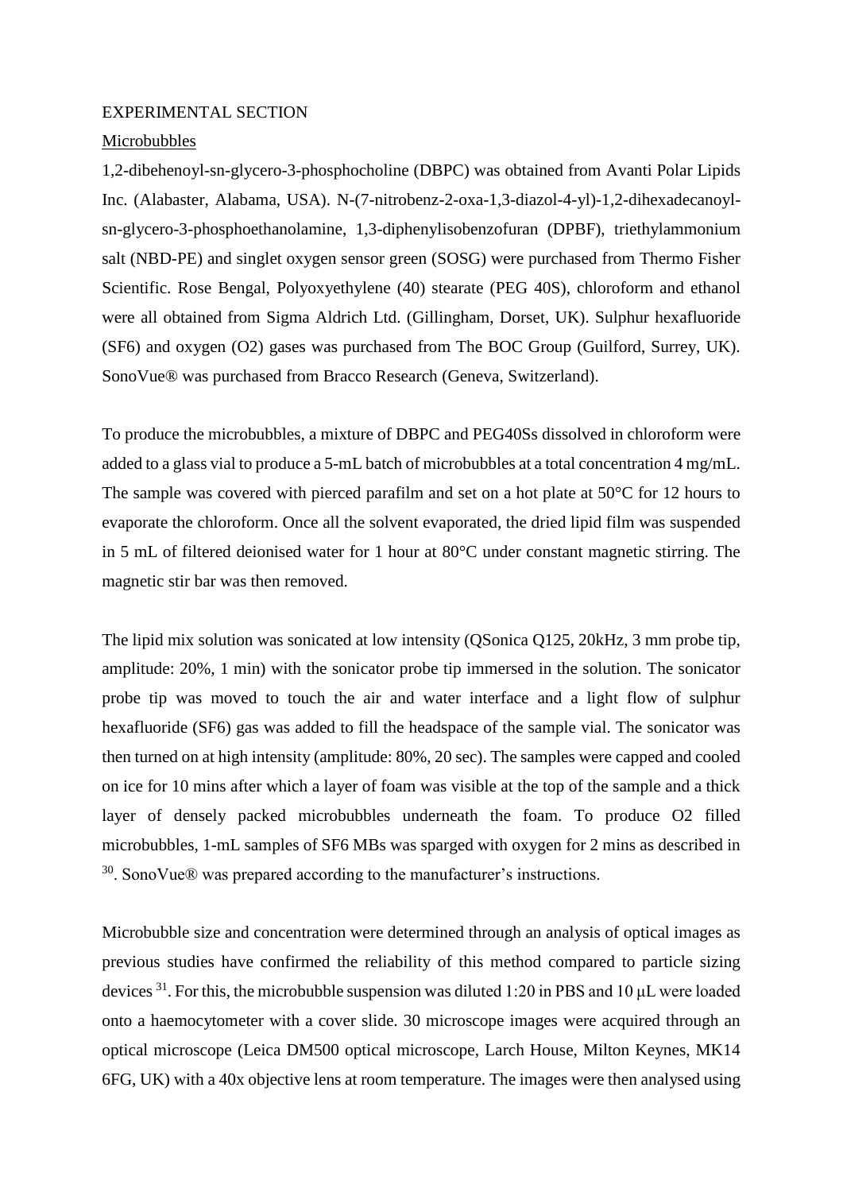EXPERIMENTAL SECTION

Microbubbles

1,2-dibehenoyl-sn-glycero-3-phosphocholine (DBPC) was obtained from Avanti Polar Lipids Inc. (Alabaster, Alabama, USA). N-(7-nitrobenz-2-oxa-1,3-diazol-4-yl)-1,2-dihexadecanoyl-sn-glycero-3-phosphoethanolamine, 1,3-diphenylisobenzofuran (DPBF), triethylammonium salt (NBD-PE) and singlet oxygen sensor green (SOSG) were purchased from Thermo Fisher Scientific. Rose Bengal, Polyoxyethylene (40) stearate (PEG 40S), chloroform and ethanol were all obtained from Sigma Aldrich Ltd. (Gillingham, Dorset, UK). Sulphur hexafluoride (SF6) and oxygen (O2) gases was purchased from The BOC Group (Guilford, Surrey, UK). SonoVue® was purchased from Bracco Research (Geneva, Switzerland).

To produce the microbubbles, a mixture of DBPC and PEG40Ss dissolved in chloroform were added to a glass vial to produce a 5-mL batch of microbubbles at a total concentration 4 mg/mL. The sample was covered with pierced parafilm and set on a hot plate at 50°C for 12 hours to evaporate the chloroform. Once all the solvent evaporated, the dried lipid film was suspended in 5 mL of filtered deionised water for 1 hour at 80°C under constant magnetic stirring. The magnetic stir bar was then removed.

The lipid mix solution was sonicated at low intensity (QSonica Q125, 20kHz, 3 mm probe tip, amplitude: 20%, 1 min) with the sonicator probe tip immersed in the solution. The sonicator probe tip was moved to touch the air and water interface and a light flow of sulphur hexafluoride (SF6) gas was added to fill the headspace of the sample vial. The sonicator was then turned on at high intensity (amplitude: 80%, 20 sec). The samples were capped and cooled on ice for 10 mins after which a layer of foam was visible at the top of the sample and a thick layer of densely packed microbubbles underneath the foam. To produce O2 filled microbubbles, 1-mL samples of SF6 MBs was sparged with oxygen for 2 mins as described in [30]. SonoVue® was prepared according to the manufacturer's instructions.

Microbubble size and concentration were determined through an analysis of optical images as previous studies have confirmed the reliability of this method compared to particle sizing devices [31]. For this, the microbubble suspension was diluted 1:20 in PBS and 10 μL were loaded onto a haemocytometer with a cover slide. 30 microscope images were acquired through an optical microscope (Leica DM500 optical microscope, Larch House, Milton Keynes, MK14 6FG, UK) with a 40x objective lens at room temperature. The images were then analysed using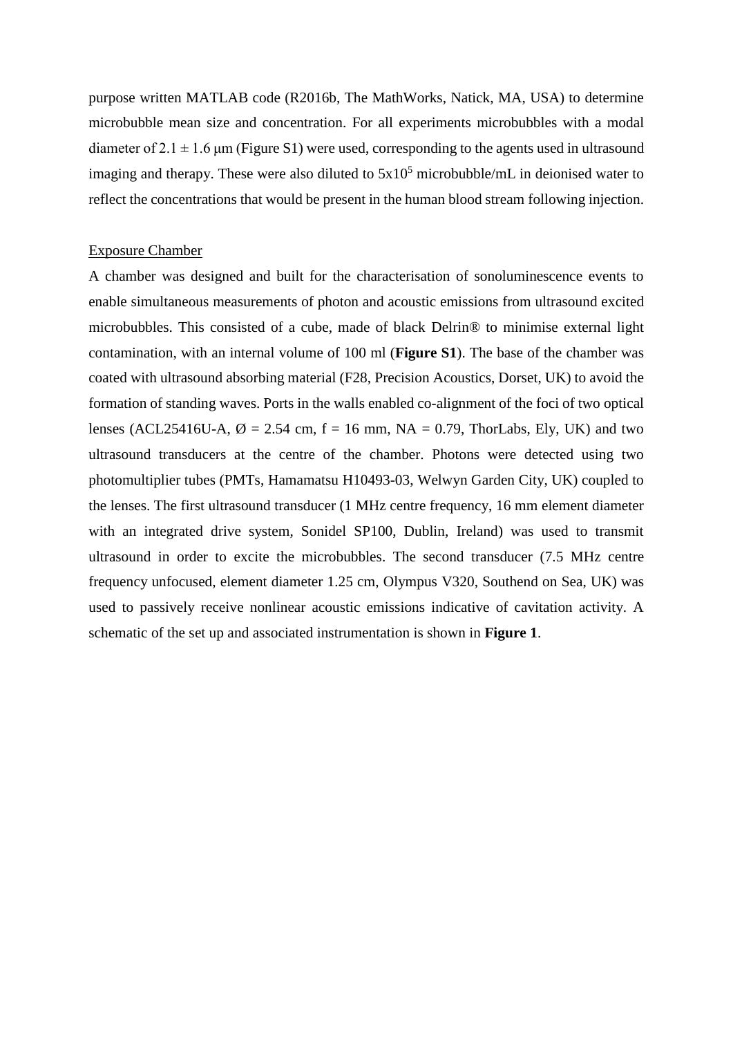purpose written MATLAB code (R2016b, The MathWorks, Natick, MA, USA) to determine microbubble mean size and concentration. For all experiments microbubbles with a modal diameter of 2.1 ± 1.6 μm (Figure S1) were used, corresponding to the agents used in ultrasound imaging and therapy. These were also diluted to $5x10^5$ microbubble/mL in deionised water to reflect the concentrations that would be present in the human blood stream following injection.

Exposure Chamber

A chamber was designed and built for the characterisation of sonoluminescence events to enable simultaneous measurements of photon and acoustic emissions from ultrasound excited microbubbles. This consisted of a cube, made of black Delrin® to minimise external light contamination, with an internal volume of 100 ml (**Figure S1**). The base of the chamber was coated with ultrasound absorbing material (F28, Precision Acoustics, Dorset, UK) to avoid the formation of standing waves. Ports in the walls enabled co-alignment of the foci of two optical lenses (ACL25416U-A, Ø = 2.54 cm, f = 16 mm, NA = 0.79, ThorLabs, Ely, UK) and two ultrasound transducers at the centre of the chamber. Photons were detected using two photomultiplier tubes (PMTs, Hamamatsu H10493-03, Welwyn Garden City, UK) coupled to the lenses. The first ultrasound transducer (1 MHz centre frequency, 16 mm element diameter with an integrated drive system, Sonidel SP100, Dublin, Ireland) was used to transmit ultrasound in order to excite the microbubbles. The second transducer (7.5 MHz centre frequency unfocused, element diameter 1.25 cm, Olympus V320, Southend on Sea, UK) was used to passively receive nonlinear acoustic emissions indicative of cavitation activity. A schematic of the set up and associated instrumentation is shown in **Figure 1**.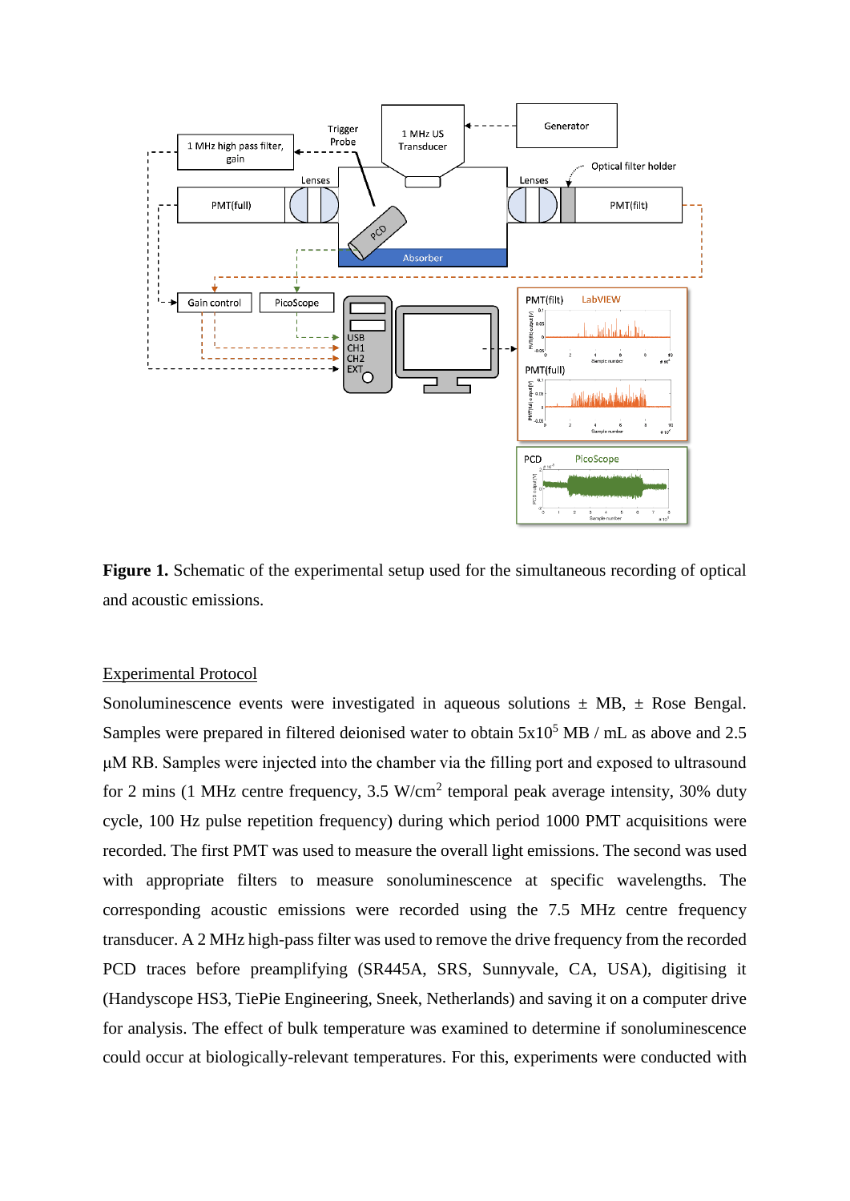**Figure 1.** Schematic of the experimental setup used for the simultaneous recording of optical and acoustic emissions.

## Experimental Protocol

Sonoluminescence events were investigated in aqueous solutions ± MB, ± Rose Bengal. Samples were prepared in filtered deionised water to obtain $5 \times 10^5$ MB / mL as above and 2.5 µM RB. Samples were injected into the chamber via the filling port and exposed to ultrasound for 2 mins (1 MHz centre frequency, 3.5 W/cm$^2$ temporal peak average intensity, 30% duty cycle, 100 Hz pulse repetition frequency) during which period 1000 PMT acquisitions were recorded. The first PMT was used to measure the overall light emissions. The second was used with appropriate filters to measure sonoluminescence at specific wavelengths. The corresponding acoustic emissions were recorded using the 7.5 MHz centre frequency transducer. A 2 MHz high-pass filter was used to remove the drive frequency from the recorded PCD traces before preamplifying (SR445A, SRS, Sunnyvale, CA, USA), digitising it (Handyscope HS3, TiePie Engineering, Sneek, Netherlands) and saving it on a computer drive for analysis. The effect of bulk temperature was examined to determine if sonoluminescence could occur at biologically-relevant temperatures. For this, experiments were conducted with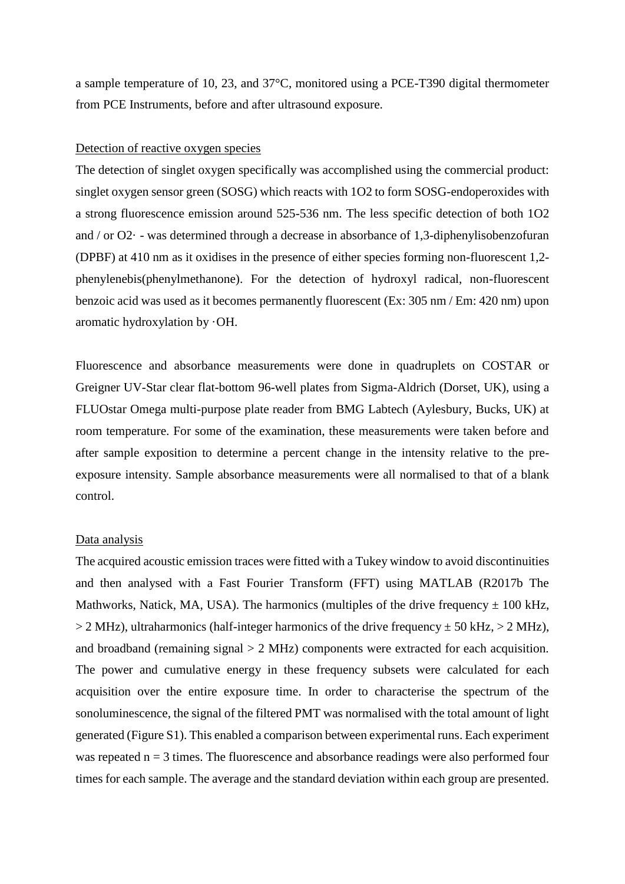a sample temperature of 10, 23, and 37°C, monitored using a PCE-T390 digital thermometer from PCE Instruments, before and after ultrasound exposure.

## Detection of reactive oxygen species

The detection of singlet oxygen specifically was accomplished using the commercial product: singlet oxygen sensor green (SOSG) which reacts with 1O2 to form SOSG-endoperoxides with a strong fluorescence emission around 525-536 nm. The less specific detection of both 1O2 and / or O2· - was determined through a decrease in absorbance of 1,3-diphenylisobenzofuran (DPBF) at 410 nm as it oxidises in the presence of either species forming non-fluorescent 1,2-phenylenebis(phenylmethanone). For the detection of hydroxyl radical, non-fluorescent benzoic acid was used as it becomes permanently fluorescent (Ex: 305 nm / Em: 420 nm) upon aromatic hydroxylation by ·OH.

Fluorescence and absorbance measurements were done in quadruplets on COSTAR or Greigner UV-Star clear flat-bottom 96-well plates from Sigma-Aldrich (Dorset, UK), using a FLUOstar Omega multi-purpose plate reader from BMG Labtech (Aylesbury, Bucks, UK) at room temperature. For some of the examination, these measurements were taken before and after sample exposition to determine a percent change in the intensity relative to the pre-exposure intensity. Sample absorbance measurements were all normalised to that of a blank control.

## Data analysis

The acquired acoustic emission traces were fitted with a Tukey window to avoid discontinuities and then analysed with a Fast Fourier Transform (FFT) using MATLAB (R2017b The Mathworks, Natick, MA, USA). The harmonics (multiples of the drive frequency ± 100 kHz, > 2 MHz), ultraharmonics (half-integer harmonics of the drive frequency ± 50 kHz, > 2 MHz), and broadband (remaining signal > 2 MHz) components were extracted for each acquisition. The power and cumulative energy in these frequency subsets were calculated for each acquisition over the entire exposure time. In order to characterise the spectrum of the sonoluminescence, the signal of the filtered PMT was normalised with the total amount of light generated (Figure S1). This enabled a comparison between experimental runs. Each experiment was repeated $n = 3$ times. The fluorescence and absorbance readings were also performed four times for each sample. The average and the standard deviation within each group are presented.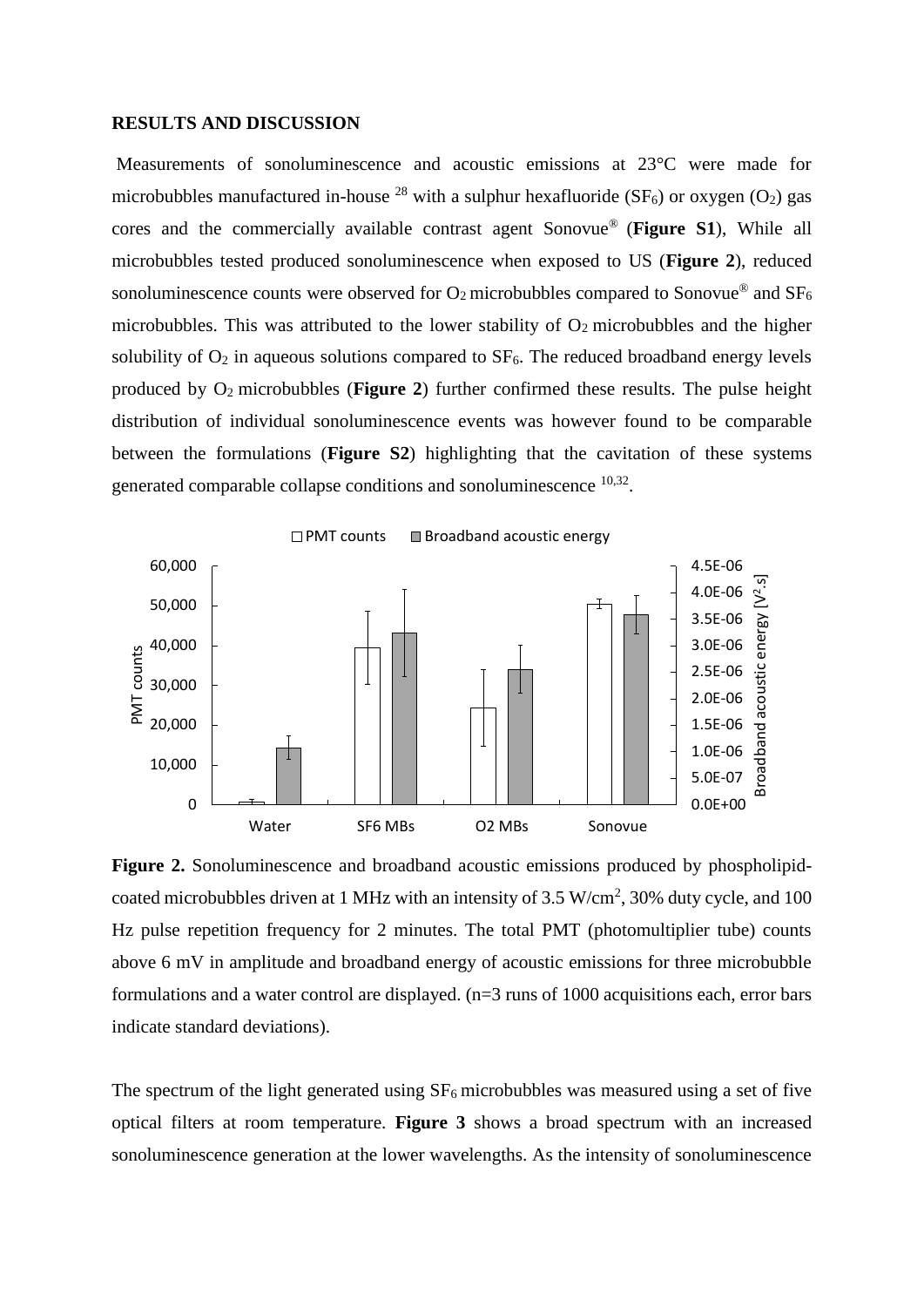**RESULTS AND DISCUSSION**

Measurements of sonoluminescence and acoustic emissions at 23°C were made for microbubbles manufactured in-house [28] with a sulphur hexafluoride ($SF_6$) or oxygen ($O_2$) gas cores and the commercially available contrast agent Sonovue® (**Figure S1**), While all microbubbles tested produced sonoluminescence when exposed to US (**Figure 2**), reduced sonoluminescence counts were observed for $O_2$ microbubbles compared to Sonovue® and $SF_6$ microbubbles. This was attributed to the lower stability of $O_2$ microbubbles and the higher solubility of $O_2$ in aqueous solutions compared to $SF_6$. The reduced broadband energy levels produced by $O_2$ microbubbles (**Figure 2**) further confirmed these results. The pulse height distribution of individual sonoluminescence events was however found to be comparable between the formulations (**Figure S2**) highlighting that the cavitation of these systems generated comparable collapse conditions and sonoluminescence [10,32].

**Figure 2.** Sonoluminescence and broadband acoustic emissions produced by phospholipid-coated microbubbles driven at 1 MHz with an intensity of 3.5 W/cm$^2$, 30% duty cycle, and 100 Hz pulse repetition frequency for 2 minutes. The total PMT (photomultiplier tube) counts above 6 mV in amplitude and broadband energy of acoustic emissions for three microbubble formulations and a water control are displayed. (n=3 runs of 1000 acquisitions each, error bars indicate standard deviations).

The spectrum of the light generated using $SF_6$ microbubbles was measured using a set of five optical filters at room temperature. **Figure 3** shows a broad spectrum with an increased sonoluminescence generation at the lower wavelengths. As the intensity of sonoluminescence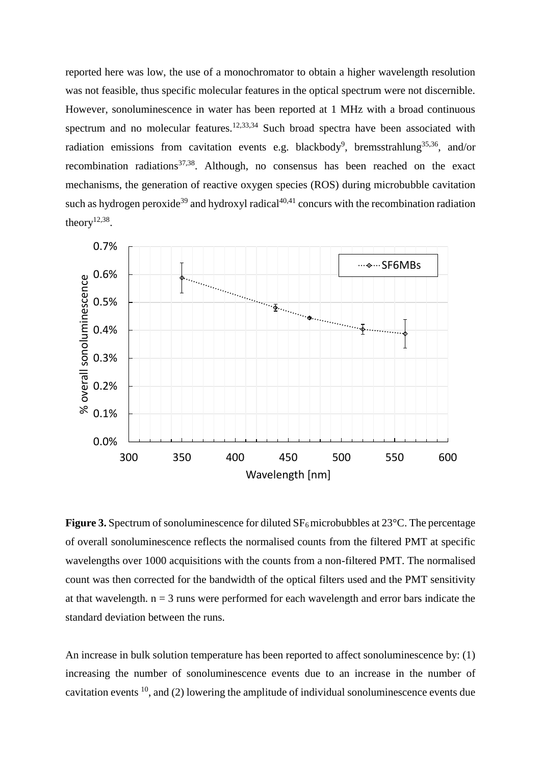reported here was low, the use of a monochromator to obtain a higher wavelength resolution was not feasible, thus specific molecular features in the optical spectrum were not discernible. However, sonoluminescence in water has been reported at 1 MHz with a broad continuous spectrum and no molecular features.[12,33,34] Such broad spectra have been associated with radiation emissions from cavitation events e.g. blackbody[9], bremsstrahlung[35,36], and/or recombination radiations[37,38]. Although, no consensus has been reached on the exact mechanisms, the generation of reactive oxygen species (ROS) during microbubble cavitation such as hydrogen peroxide[39] and hydroxyl radical[40,41] concurs with the recombination radiation theory[12,38].

**Figure 3.** Spectrum of sonoluminescence for diluted $SF_6$ microbubbles at 23°C. The percentage of overall sonoluminescence reflects the normalised counts from the filtered PMT at specific wavelengths over 1000 acquisitions with the counts from a non-filtered PMT. The normalised count was then corrected for the bandwidth of the optical filters used and the PMT sensitivity at that wavelength. n = 3 runs were performed for each wavelength and error bars indicate the standard deviation between the runs.

An increase in bulk solution temperature has been reported to affect sonoluminescence by: (1) increasing the number of sonoluminescence events due to an increase in the number of cavitation events [10], and (2) lowering the amplitude of individual sonoluminescence events due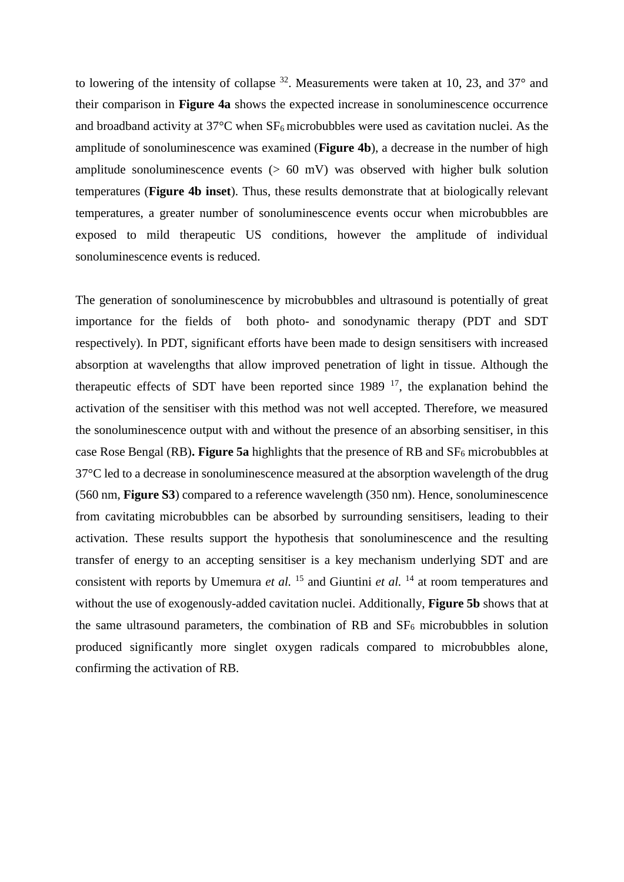to lowering of the intensity of collapse [32]. Measurements were taken at 10, 23, and 37° and their comparison in **Figure 4a** shows the expected increase in sonoluminescence occurrence and broadband activity at 37°C when $SF_6$ microbubbles were used as cavitation nuclei. As the amplitude of sonoluminescence was examined (**Figure 4b**), a decrease in the number of high amplitude sonoluminescence events (> 60 mV) was observed with higher bulk solution temperatures (**Figure 4b inset**). Thus, these results demonstrate that at biologically relevant temperatures, a greater number of sonoluminescence events occur when microbubbles are exposed to mild therapeutic US conditions, however the amplitude of individual sonoluminescence events is reduced.

The generation of sonoluminescence by microbubbles and ultrasound is potentially of great importance for the fields of both photo- and sonodynamic therapy (PDT and SDT respectively). In PDT, significant efforts have been made to design sensitisers with increased absorption at wavelengths that allow improved penetration of light in tissue. Although the therapeutic effects of SDT have been reported since 1989 [17], the explanation behind the activation of the sensitiser with this method was not well accepted. Therefore, we measured the sonoluminescence output with and without the presence of an absorbing sensitiser, in this case Rose Bengal (RB)**. Figure 5a** highlights that the presence of RB and $SF_6$ microbubbles at 37°C led to a decrease in sonoluminescence measured at the absorption wavelength of the drug (560 nm, **Figure S3**) compared to a reference wavelength (350 nm). Hence, sonoluminescence from cavitating microbubbles can be absorbed by surrounding sensitisers, leading to their activation. These results support the hypothesis that sonoluminescence and the resulting transfer of energy to an accepting sensitiser is a key mechanism underlying SDT and are consistent with reports by Umemura *et al.* [15] and Giuntini *et al.* [14] at room temperatures and without the use of exogenously-added cavitation nuclei. Additionally, **Figure 5b** shows that at the same ultrasound parameters, the combination of RB and $SF_6$ microbubbles in solution produced significantly more singlet oxygen radicals compared to microbubbles alone, confirming the activation of RB.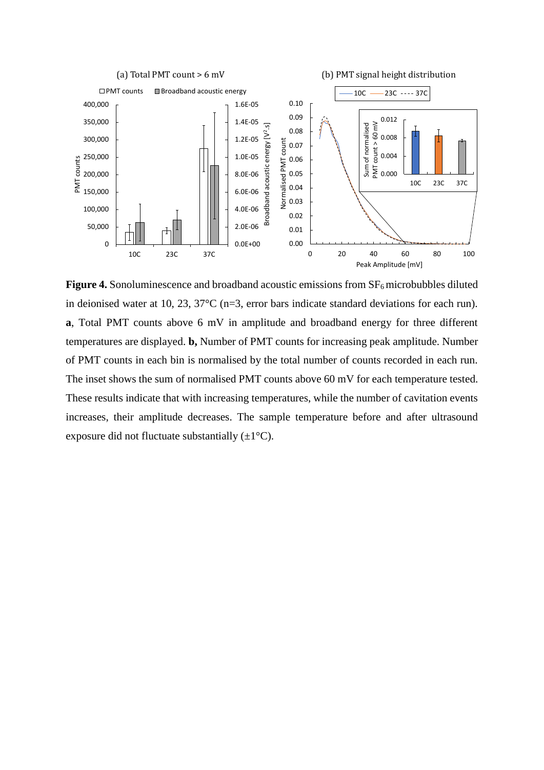**Figure 4.** Sonoluminescence and broadband acoustic emissions from $SF_6$ microbubbles diluted in deionised water at 10, 23, 37°C (n=3, error bars indicate standard deviations for each run). **a**, Total PMT counts above 6 mV in amplitude and broadband energy for three different temperatures are displayed. **b,** Number of PMT counts for increasing peak amplitude. Number of PMT counts in each bin is normalised by the total number of counts recorded in each run. The inset shows the sum of normalised PMT counts above 60 mV for each temperature tested. These results indicate that with increasing temperatures, while the number of cavitation events increases, their amplitude decreases. The sample temperature before and after ultrasound exposure did not fluctuate substantially (±1°C).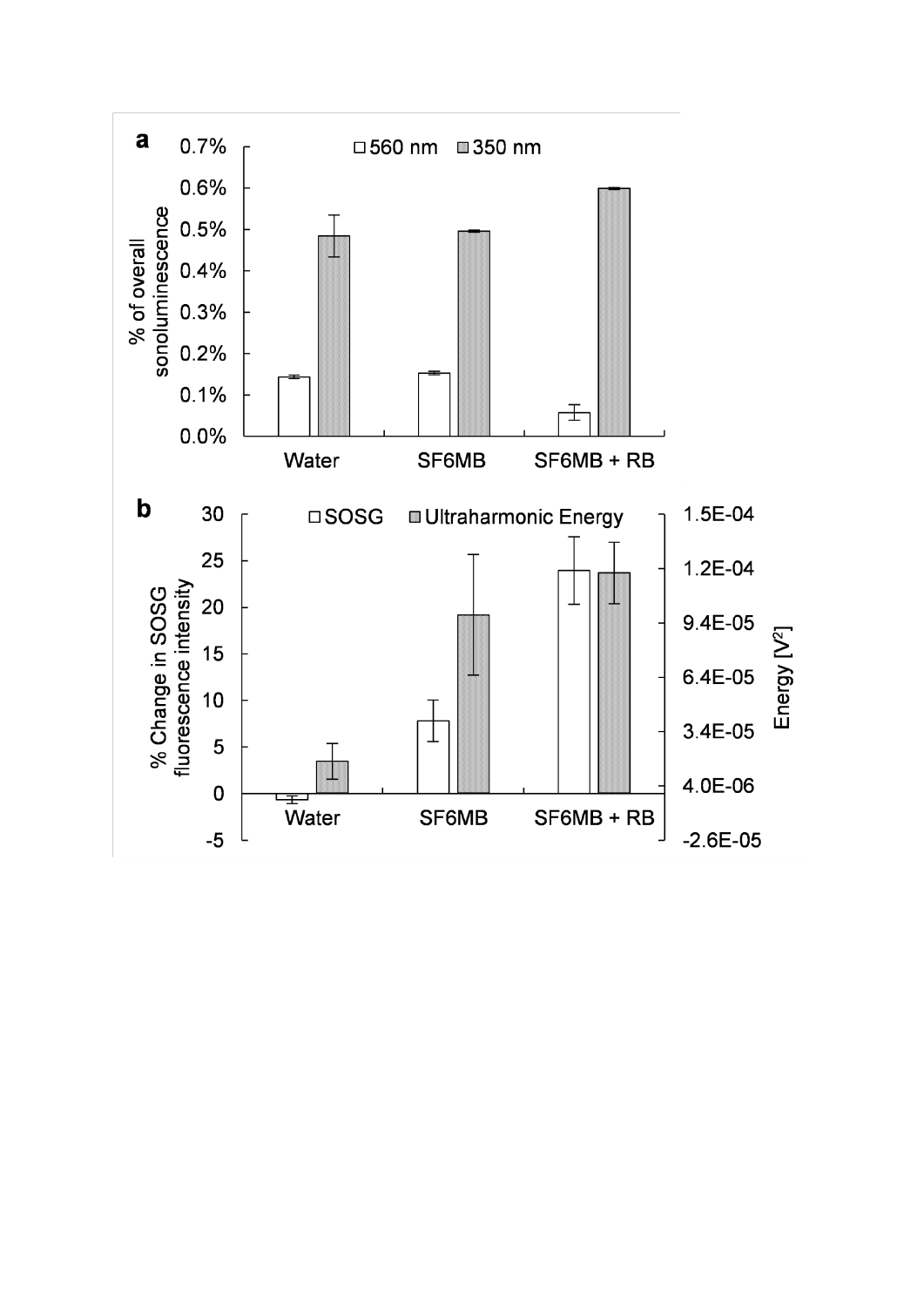**a**

□ 560 nm ■ 350 nm

% of overall sonoluminescence

0.7%
0.6%
0.5%
0.4%
0.3%
0.2%
0.1%
0.0%

Water SF6MB SF6MB + RB

**b**

□ SOSG ■ Ultraharmonic Energy

% Change in SOSG fluorescence intensity

30
25
20
15
10
5
0
-5

Energy [$V^2$]

1.5E-04
1.2E-04
9.4E-05
6.4E-05
3.4E-05
4.0E-06
-2.6E-05

Water SF6MB SF6MB + RB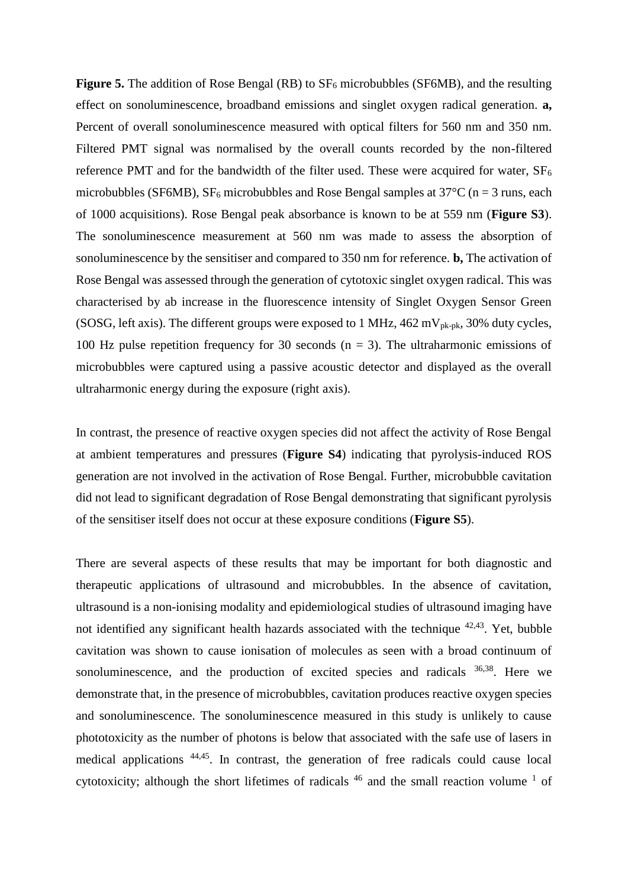**Figure 5.** The addition of Rose Bengal (RB) to $SF_6$ microbubbles (SF6MB), and the resulting effect on sonoluminescence, broadband emissions and singlet oxygen radical generation. **a,** Percent of overall sonoluminescence measured with optical filters for 560 nm and 350 nm. Filtered PMT signal was normalised by the overall counts recorded by the non-filtered reference PMT and for the bandwidth of the filter used. These were acquired for water, $SF_6$ microbubbles (SF6MB), $SF_6$ microbubbles and Rose Bengal samples at 37°C (n = 3 runs, each of 1000 acquisitions). Rose Bengal peak absorbance is known to be at 559 nm (**Figure S3**). The sonoluminescence measurement at 560 nm was made to assess the absorption of sonoluminescence by the sensitiser and compared to 350 nm for reference. **b,** The activation of Rose Bengal was assessed through the generation of cytotoxic singlet oxygen radical. This was characterised by ab increase in the fluorescence intensity of Singlet Oxygen Sensor Green (SOSG, left axis). The different groups were exposed to 1 MHz, 462 $mV_{pk\text{-}pk}$, 30% duty cycles, 100 Hz pulse repetition frequency for 30 seconds (n = 3). The ultraharmonic emissions of microbubbles were captured using a passive acoustic detector and displayed as the overall ultraharmonic energy during the exposure (right axis).

In contrast, the presence of reactive oxygen species did not affect the activity of Rose Bengal at ambient temperatures and pressures (**Figure S4**) indicating that pyrolysis-induced ROS generation are not involved in the activation of Rose Bengal. Further, microbubble cavitation did not lead to significant degradation of Rose Bengal demonstrating that significant pyrolysis of the sensitiser itself does not occur at these exposure conditions (**Figure S5**).

There are several aspects of these results that may be important for both diagnostic and therapeutic applications of ultrasound and microbubbles. In the absence of cavitation, ultrasound is a non-ionising modality and epidemiological studies of ultrasound imaging have not identified any significant health hazards associated with the technique [42,43]. Yet, bubble cavitation was shown to cause ionisation of molecules as seen with a broad continuum of sonoluminescence, and the production of excited species and radicals [36,38]. Here we demonstrate that, in the presence of microbubbles, cavitation produces reactive oxygen species and sonoluminescence. The sonoluminescence measured in this study is unlikely to cause phototoxicity as the number of photons is below that associated with the safe use of lasers in medical applications [44,45]. In contrast, the generation of free radicals could cause local cytotoxicity; although the short lifetimes of radicals [46] and the small reaction volume [1] of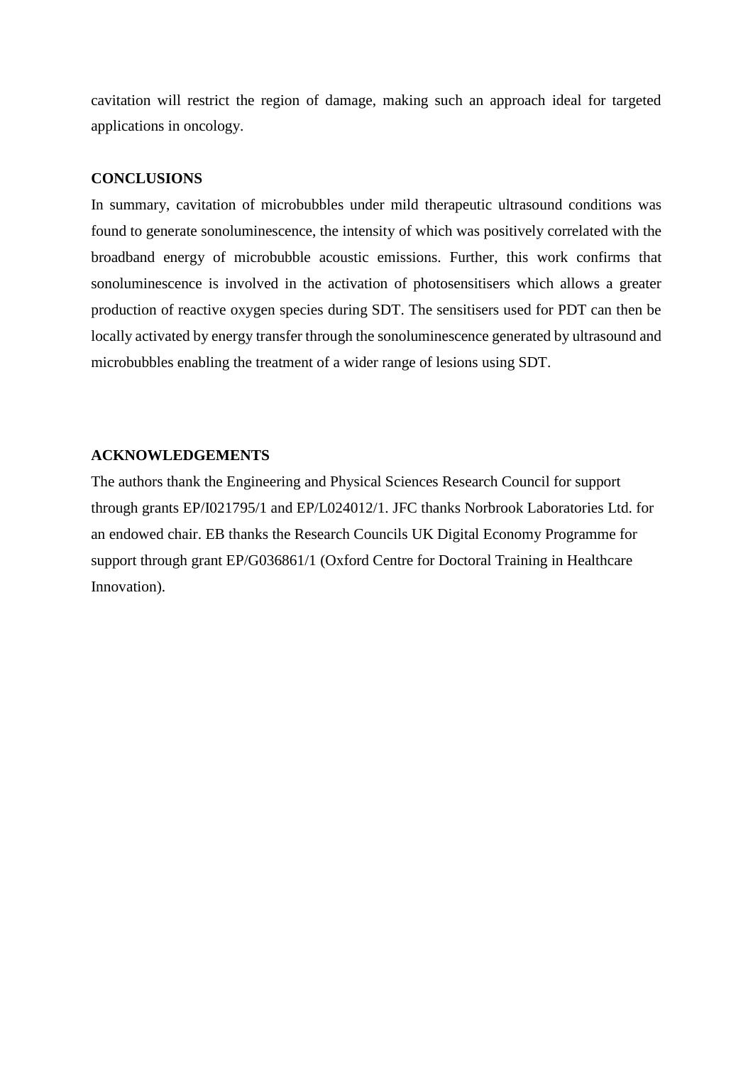cavitation will restrict the region of damage, making such an approach ideal for targeted applications in oncology.

## CONCLUSIONS

In summary, cavitation of microbubbles under mild therapeutic ultrasound conditions was found to generate sonoluminescence, the intensity of which was positively correlated with the broadband energy of microbubble acoustic emissions. Further, this work confirms that sonoluminescence is involved in the activation of photosensitisers which allows a greater production of reactive oxygen species during SDT. The sensitisers used for PDT can then be locally activated by energy transfer through the sonoluminescence generated by ultrasound and microbubbles enabling the treatment of a wider range of lesions using SDT.

## ACKNOWLEDGEMENTS

The authors thank the Engineering and Physical Sciences Research Council for support through grants EP/I021795/1 and EP/L024012/1. JFC thanks Norbrook Laboratories Ltd. for an endowed chair. EB thanks the Research Councils UK Digital Economy Programme for support through grant EP/G036861/1 (Oxford Centre for Doctoral Training in Healthcare Innovation).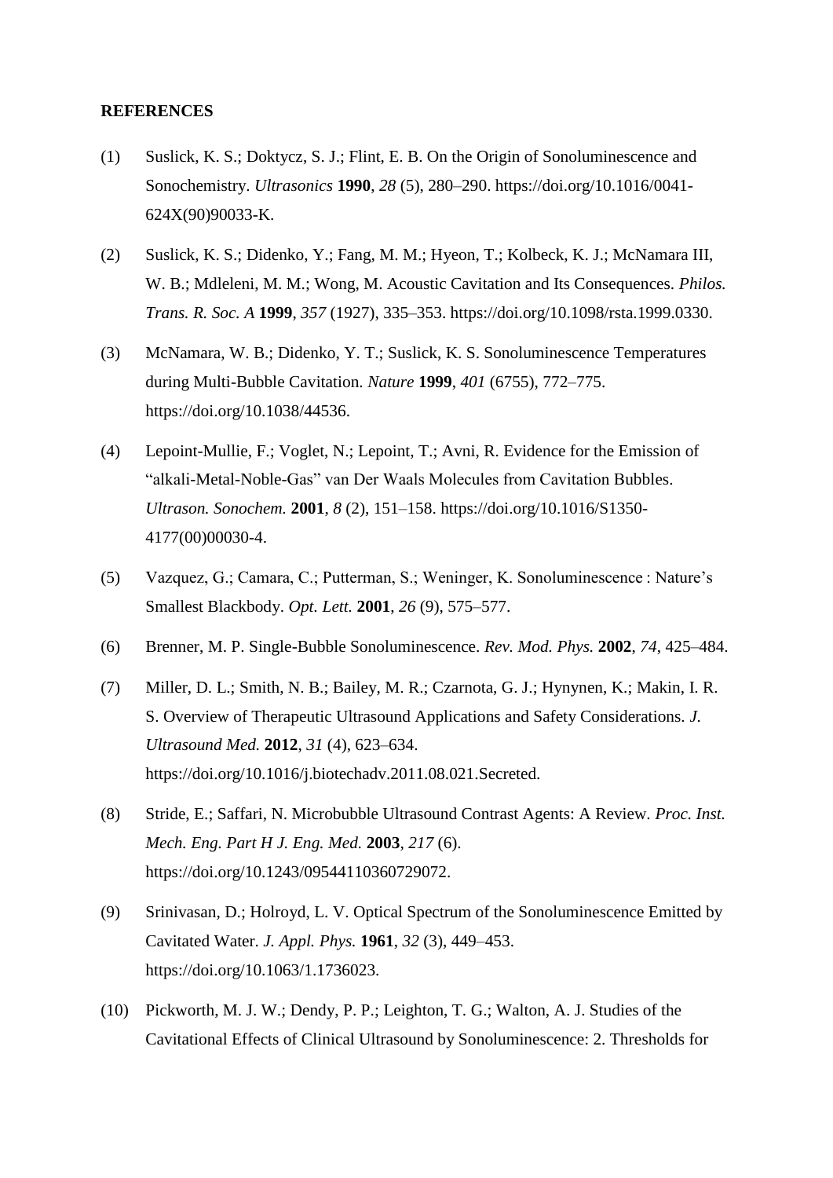**REFERENCES**

(1) Suslick, K. S.; Doktycz, S. J.; Flint, E. B. On the Origin of Sonoluminescence and Sonochemistry. *Ultrasonics* **1990**, *28* (5), 280–290. https://doi.org/10.1016/0041-624X(90)90033-K.

(2) Suslick, K. S.; Didenko, Y.; Fang, M. M.; Hyeon, T.; Kolbeck, K. J.; McNamara III, W. B.; Mdleleni, M. M.; Wong, M. Acoustic Cavitation and Its Consequences. *Philos. Trans. R. Soc. A* **1999**, *357* (1927), 335–353. https://doi.org/10.1098/rsta.1999.0330.

(3) McNamara, W. B.; Didenko, Y. T.; Suslick, K. S. Sonoluminescence Temperatures during Multi-Bubble Cavitation. *Nature* **1999**, *401* (6755), 772–775. https://doi.org/10.1038/44536.

(4) Lepoint-Mullie, F.; Voglet, N.; Lepoint, T.; Avni, R. Evidence for the Emission of "alkali-Metal-Noble-Gas" van Der Waals Molecules from Cavitation Bubbles. *Ultrason. Sonochem.* **2001**, *8* (2), 151–158. https://doi.org/10.1016/S1350-4177(00)00030-4.

(5) Vazquez, G.; Camara, C.; Putterman, S.; Weninger, K. Sonoluminescence : Nature's Smallest Blackbody. *Opt. Lett.* **2001**, *26* (9), 575–577.

(6) Brenner, M. P. Single-Bubble Sonoluminescence. *Rev. Mod. Phys.* **2002**, *74*, 425–484.

(7) Miller, D. L.; Smith, N. B.; Bailey, M. R.; Czarnota, G. J.; Hynynen, K.; Makin, I. R. S. Overview of Therapeutic Ultrasound Applications and Safety Considerations. *J. Ultrasound Med.* **2012**, *31* (4), 623–634. https://doi.org/10.1016/j.biotechadv.2011.08.021.Secreted.

(8) Stride, E.; Saffari, N. Microbubble Ultrasound Contrast Agents: A Review. *Proc. Inst. Mech. Eng. Part H J. Eng. Med.* **2003**, *217* (6). https://doi.org/10.1243/09544110360729072.

(9) Srinivasan, D.; Holroyd, L. V. Optical Spectrum of the Sonoluminescence Emitted by Cavitated Water. *J. Appl. Phys.* **1961**, *32* (3), 449–453. https://doi.org/10.1063/1.1736023.

(10) Pickworth, M. J. W.; Dendy, P. P.; Leighton, T. G.; Walton, A. J. Studies of the Cavitational Effects of Clinical Ultrasound by Sonoluminescence: 2. Thresholds for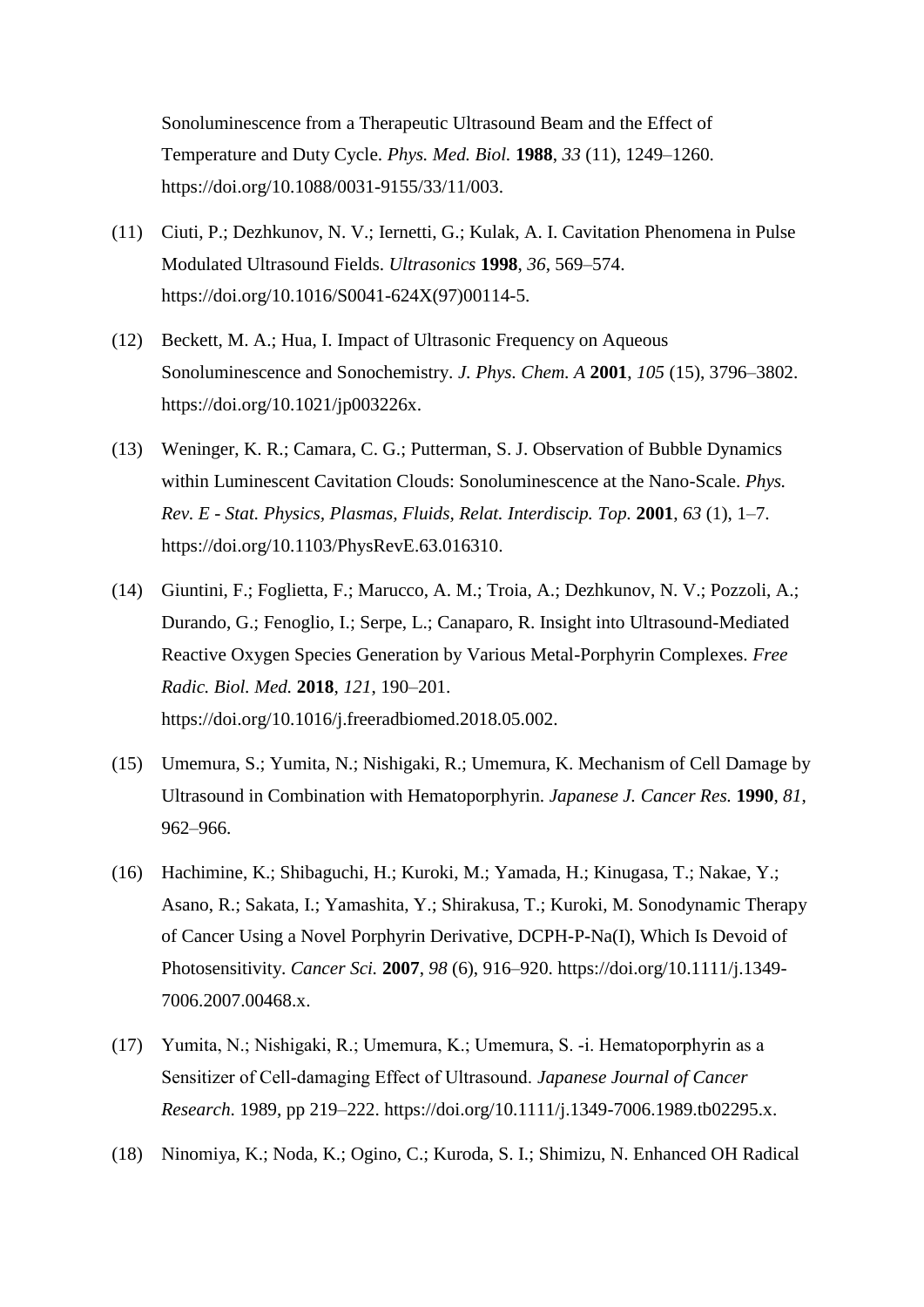Sonoluminescence from a Therapeutic Ultrasound Beam and the Effect of Temperature and Duty Cycle. *Phys. Med. Biol.* **1988**, *33* (11), 1249–1260. https://doi.org/10.1088/0031-9155/33/11/003.

(11) Ciuti, P.; Dezhkunov, N. V.; Iernetti, G.; Kulak, A. I. Cavitation Phenomena in Pulse Modulated Ultrasound Fields. *Ultrasonics* **1998**, *36*, 569–574. https://doi.org/10.1016/S0041-624X(97)00114-5.

(12) Beckett, M. A.; Hua, I. Impact of Ultrasonic Frequency on Aqueous Sonoluminescence and Sonochemistry. *J. Phys. Chem. A* **2001**, *105* (15), 3796–3802. https://doi.org/10.1021/jp003226x.

(13) Weninger, K. R.; Camara, C. G.; Putterman, S. J. Observation of Bubble Dynamics within Luminescent Cavitation Clouds: Sonoluminescence at the Nano-Scale. *Phys. Rev. E - Stat. Physics, Plasmas, Fluids, Relat. Interdiscip. Top.* **2001**, *63* (1), 1–7. https://doi.org/10.1103/PhysRevE.63.016310.

(14) Giuntini, F.; Foglietta, F.; Marucco, A. M.; Troia, A.; Dezhkunov, N. V.; Pozzoli, A.; Durando, G.; Fenoglio, I.; Serpe, L.; Canaparo, R. Insight into Ultrasound-Mediated Reactive Oxygen Species Generation by Various Metal-Porphyrin Complexes. *Free Radic. Biol. Med.* **2018**, *121*, 190–201. https://doi.org/10.1016/j.freeradbiomed.2018.05.002.

(15) Umemura, S.; Yumita, N.; Nishigaki, R.; Umemura, K. Mechanism of Cell Damage by Ultrasound in Combination with Hematoporphyrin. *Japanese J. Cancer Res.* **1990**, *81*, 962–966.

(16) Hachimine, K.; Shibaguchi, H.; Kuroki, M.; Yamada, H.; Kinugasa, T.; Nakae, Y.; Asano, R.; Sakata, I.; Yamashita, Y.; Shirakusa, T.; Kuroki, M. Sonodynamic Therapy of Cancer Using a Novel Porphyrin Derivative, DCPH-P-Na(I), Which Is Devoid of Photosensitivity. *Cancer Sci.* **2007**, *98* (6), 916–920. https://doi.org/10.1111/j.1349-7006.2007.00468.x.

(17) Yumita, N.; Nishigaki, R.; Umemura, K.; Umemura, S. -i. Hematoporphyrin as a Sensitizer of Cell-damaging Effect of Ultrasound. *Japanese Journal of Cancer Research*. 1989, pp 219–222. https://doi.org/10.1111/j.1349-7006.1989.tb02295.x.

(18) Ninomiya, K.; Noda, K.; Ogino, C.; Kuroda, S. I.; Shimizu, N. Enhanced OH Radical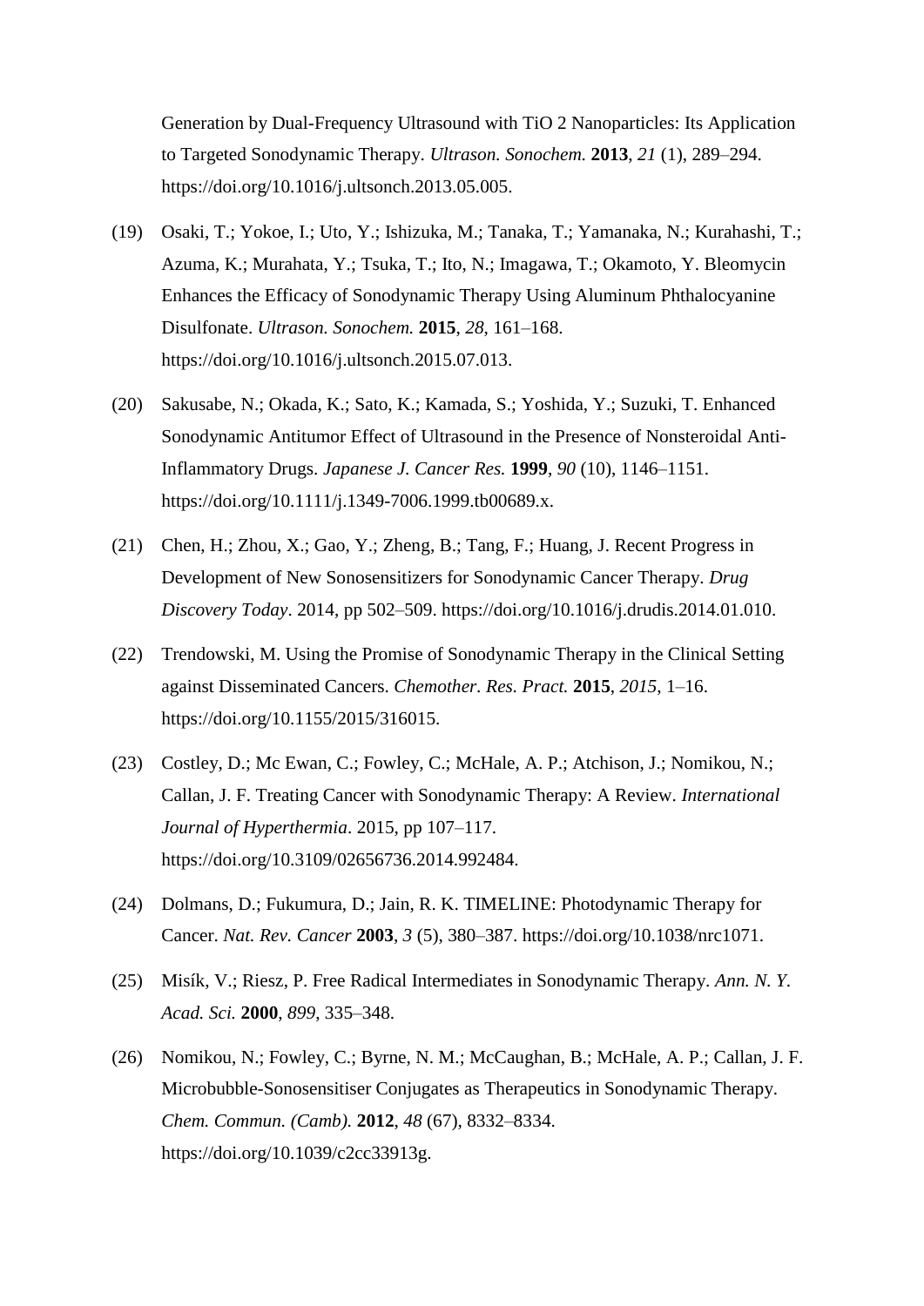Generation by Dual-Frequency Ultrasound with TiO 2 Nanoparticles: Its Application to Targeted Sonodynamic Therapy. *Ultrason. Sonochem.* **2013**, *21* (1), 289–294. https://doi.org/10.1016/j.ultsonch.2013.05.005.

(19) Osaki, T.; Yokoe, I.; Uto, Y.; Ishizuka, M.; Tanaka, T.; Yamanaka, N.; Kurahashi, T.; Azuma, K.; Murahata, Y.; Tsuka, T.; Ito, N.; Imagawa, T.; Okamoto, Y. Bleomycin Enhances the Efficacy of Sonodynamic Therapy Using Aluminum Phthalocyanine Disulfonate. *Ultrason. Sonochem.* **2015**, *28*, 161–168. https://doi.org/10.1016/j.ultsonch.2015.07.013.

(20) Sakusabe, N.; Okada, K.; Sato, K.; Kamada, S.; Yoshida, Y.; Suzuki, T. Enhanced Sonodynamic Antitumor Effect of Ultrasound in the Presence of Nonsteroidal Anti-Inflammatory Drugs. *Japanese J. Cancer Res.* **1999**, *90* (10), 1146–1151. https://doi.org/10.1111/j.1349-7006.1999.tb00689.x.

(21) Chen, H.; Zhou, X.; Gao, Y.; Zheng, B.; Tang, F.; Huang, J. Recent Progress in Development of New Sonosensitizers for Sonodynamic Cancer Therapy. *Drug Discovery Today*. 2014, pp 502–509. https://doi.org/10.1016/j.drudis.2014.01.010.

(22) Trendowski, M. Using the Promise of Sonodynamic Therapy in the Clinical Setting against Disseminated Cancers. *Chemother. Res. Pract.* **2015**, *2015*, 1–16. https://doi.org/10.1155/2015/316015.

(23) Costley, D.; Mc Ewan, C.; Fowley, C.; McHale, A. P.; Atchison, J.; Nomikou, N.; Callan, J. F. Treating Cancer with Sonodynamic Therapy: A Review. *International Journal of Hyperthermia*. 2015, pp 107–117. https://doi.org/10.3109/02656736.2014.992484.

(24) Dolmans, D.; Fukumura, D.; Jain, R. K. TIMELINE: Photodynamic Therapy for Cancer. *Nat. Rev. Cancer* **2003**, *3* (5), 380–387. https://doi.org/10.1038/nrc1071.

(25) Misík, V.; Riesz, P. Free Radical Intermediates in Sonodynamic Therapy. *Ann. N. Y. Acad. Sci.* **2000**, *899*, 335–348.

(26) Nomikou, N.; Fowley, C.; Byrne, N. M.; McCaughan, B.; McHale, A. P.; Callan, J. F. Microbubble-Sonosensitiser Conjugates as Therapeutics in Sonodynamic Therapy. *Chem. Commun. (Camb).* **2012**, *48* (67), 8332–8334. https://doi.org/10.1039/c2cc33913g.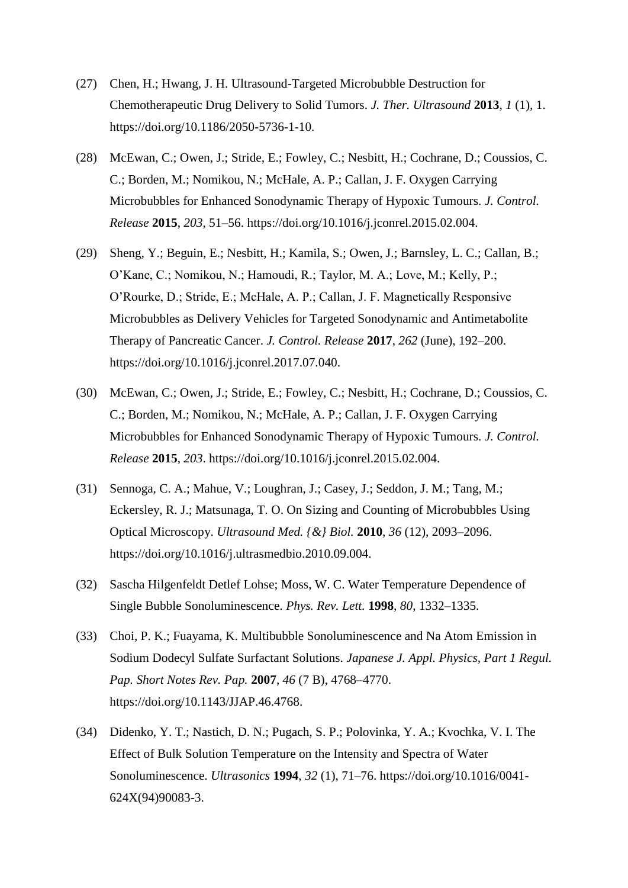(27) Chen, H.; Hwang, J. H. Ultrasound-Targeted Microbubble Destruction for Chemotherapeutic Drug Delivery to Solid Tumors. *J. Ther. Ultrasound* **2013**, *1* (1), 1. https://doi.org/10.1186/2050-5736-1-10.

(28) McEwan, C.; Owen, J.; Stride, E.; Fowley, C.; Nesbitt, H.; Cochrane, D.; Coussios, C. C.; Borden, M.; Nomikou, N.; McHale, A. P.; Callan, J. F. Oxygen Carrying Microbubbles for Enhanced Sonodynamic Therapy of Hypoxic Tumours. *J. Control. Release* **2015**, *203*, 51–56. https://doi.org/10.1016/j.jconrel.2015.02.004.

(29) Sheng, Y.; Beguin, E.; Nesbitt, H.; Kamila, S.; Owen, J.; Barnsley, L. C.; Callan, B.; O'Kane, C.; Nomikou, N.; Hamoudi, R.; Taylor, M. A.; Love, M.; Kelly, P.; O'Rourke, D.; Stride, E.; McHale, A. P.; Callan, J. F. Magnetically Responsive Microbubbles as Delivery Vehicles for Targeted Sonodynamic and Antimetabolite Therapy of Pancreatic Cancer. *J. Control. Release* **2017**, *262* (June), 192–200. https://doi.org/10.1016/j.jconrel.2017.07.040.

(30) McEwan, C.; Owen, J.; Stride, E.; Fowley, C.; Nesbitt, H.; Cochrane, D.; Coussios, C. C.; Borden, M.; Nomikou, N.; McHale, A. P.; Callan, J. F. Oxygen Carrying Microbubbles for Enhanced Sonodynamic Therapy of Hypoxic Tumours. *J. Control. Release* **2015**, *203*. https://doi.org/10.1016/j.jconrel.2015.02.004.

(31) Sennoga, C. A.; Mahue, V.; Loughran, J.; Casey, J.; Seddon, J. M.; Tang, M.; Eckersley, R. J.; Matsunaga, T. O. On Sizing and Counting of Microbubbles Using Optical Microscopy. *Ultrasound Med. {&} Biol.* **2010**, *36* (12), 2093–2096. https://doi.org/10.1016/j.ultrasmedbio.2010.09.004.

(32) Sascha Hilgenfeldt Detlef Lohse; Moss, W. C. Water Temperature Dependence of Single Bubble Sonoluminescence. *Phys. Rev. Lett.* **1998**, *80*, 1332–1335.

(33) Choi, P. K.; Fuayama, K. Multibubble Sonoluminescence and Na Atom Emission in Sodium Dodecyl Sulfate Surfactant Solutions. *Japanese J. Appl. Physics, Part 1 Regul. Pap. Short Notes Rev. Pap.* **2007**, *46* (7 B), 4768–4770. https://doi.org/10.1143/JJAP.46.4768.

(34) Didenko, Y. T.; Nastich, D. N.; Pugach, S. P.; Polovinka, Y. A.; Kvochka, V. I. The Effect of Bulk Solution Temperature on the Intensity and Spectra of Water Sonoluminescence. *Ultrasonics* **1994**, *32* (1), 71–76. https://doi.org/10.1016/0041-624X(94)90083-3.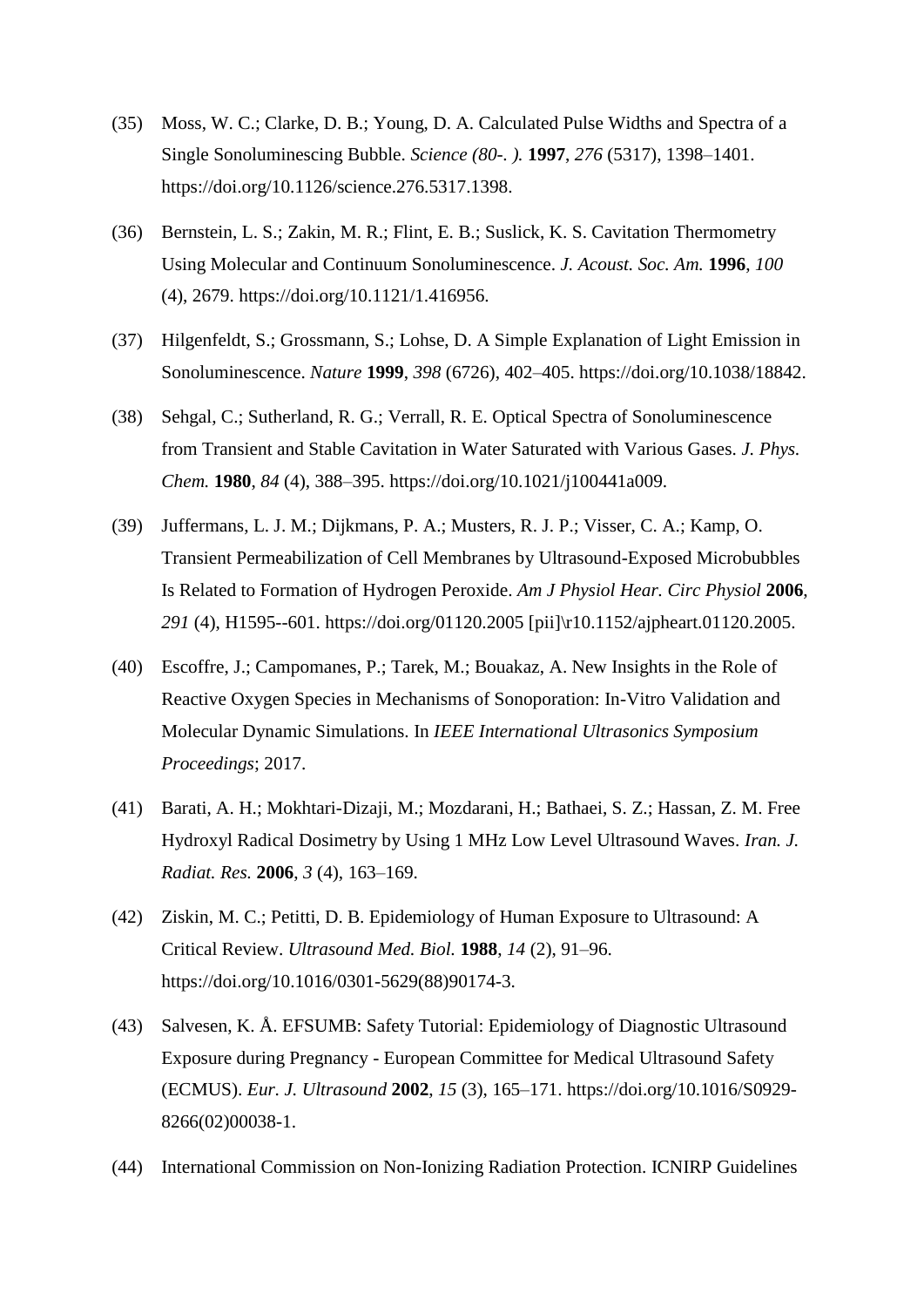(35) Moss, W. C.; Clarke, D. B.; Young, D. A. Calculated Pulse Widths and Spectra of a Single Sonoluminescing Bubble. *Science (80-. ).* **1997**, *276* (5317), 1398–1401. https://doi.org/10.1126/science.276.5317.1398.

(36) Bernstein, L. S.; Zakin, M. R.; Flint, E. B.; Suslick, K. S. Cavitation Thermometry Using Molecular and Continuum Sonoluminescence. *J. Acoust. Soc. Am.* **1996**, *100* (4), 2679. https://doi.org/10.1121/1.416956.

(37) Hilgenfeldt, S.; Grossmann, S.; Lohse, D. A Simple Explanation of Light Emission in Sonoluminescence. *Nature* **1999**, *398* (6726), 402–405. https://doi.org/10.1038/18842.

(38) Sehgal, C.; Sutherland, R. G.; Verrall, R. E. Optical Spectra of Sonoluminescence from Transient and Stable Cavitation in Water Saturated with Various Gases. *J. Phys. Chem.* **1980**, *84* (4), 388–395. https://doi.org/10.1021/j100441a009.

(39) Juffermans, L. J. M.; Dijkmans, P. A.; Musters, R. J. P.; Visser, C. A.; Kamp, O. Transient Permeabilization of Cell Membranes by Ultrasound-Exposed Microbubbles Is Related to Formation of Hydrogen Peroxide. *Am J Physiol Hear. Circ Physiol* **2006**, *291* (4), H1595--601. https://doi.org/01120.2005 [pii]\r10.1152/ajpheart.01120.2005.

(40) Escoffre, J.; Campomanes, P.; Tarek, M.; Bouakaz, A. New Insights in the Role of Reactive Oxygen Species in Mechanisms of Sonoporation: In-Vitro Validation and Molecular Dynamic Simulations. In *IEEE International Ultrasonics Symposium Proceedings*; 2017.

(41) Barati, A. H.; Mokhtari-Dizaji, M.; Mozdarani, H.; Bathaei, S. Z.; Hassan, Z. M. Free Hydroxyl Radical Dosimetry by Using 1 MHz Low Level Ultrasound Waves. *Iran. J. Radiat. Res.* **2006**, *3* (4), 163–169.

(42) Ziskin, M. C.; Petitti, D. B. Epidemiology of Human Exposure to Ultrasound: A Critical Review. *Ultrasound Med. Biol.* **1988**, *14* (2), 91–96. https://doi.org/10.1016/0301-5629(88)90174-3.

(43) Salvesen, K. Å. EFSUMB: Safety Tutorial: Epidemiology of Diagnostic Ultrasound Exposure during Pregnancy - European Committee for Medical Ultrasound Safety (ECMUS). *Eur. J. Ultrasound* **2002**, *15* (3), 165–171. https://doi.org/10.1016/S0929-8266(02)00038-1.

(44) International Commission on Non-Ionizing Radiation Protection. ICNIRP Guidelines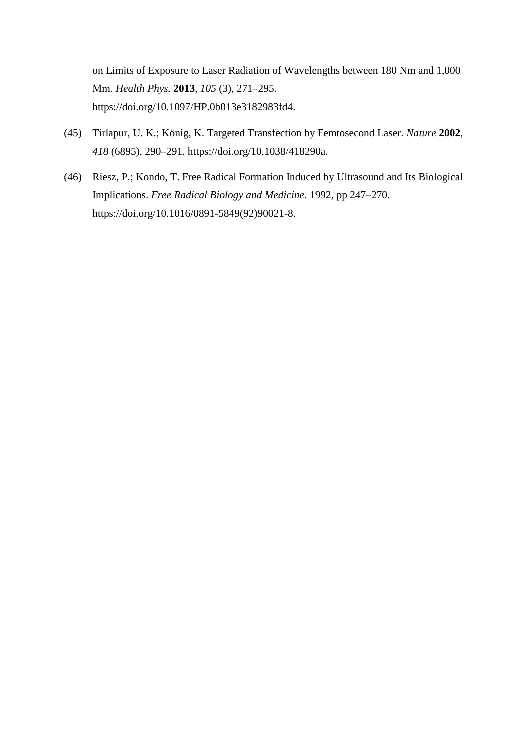on Limits of Exposure to Laser Radiation of Wavelengths between 180 Nm and 1,000 Mm. *Health Phys.* **2013**, *105* (3), 271–295. https://doi.org/10.1097/HP.0b013e3182983fd4.

(45) Tirlapur, U. K.; König, K. Targeted Transfection by Femtosecond Laser. *Nature* **2002**, *418* (6895), 290–291. https://doi.org/10.1038/418290a.

(46) Riesz, P.; Kondo, T. Free Radical Formation Induced by Ultrasound and Its Biological Implications. *Free Radical Biology and Medicine*. 1992, pp 247–270. https://doi.org/10.1016/0891-5849(92)90021-8.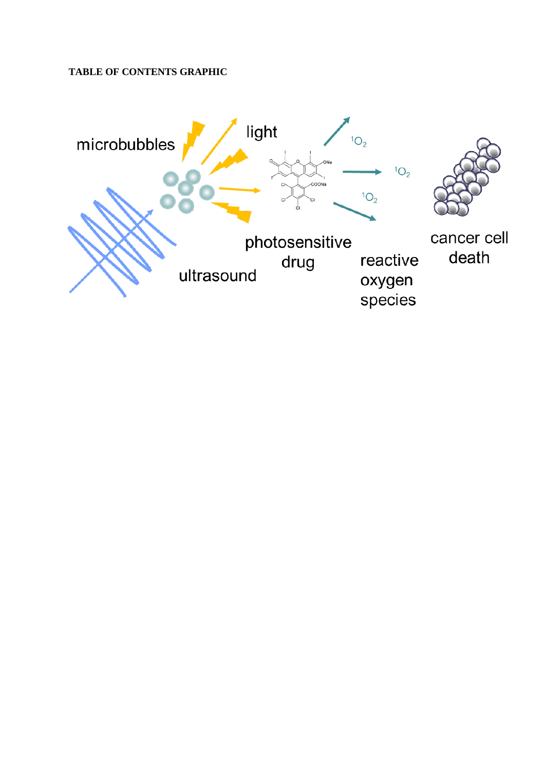**TABLE OF CONTENTS GRAPHIC**

microbubbles

light

ultrasound

photosensitive drug

$^1O_2$

$^1O_2$

$^1O_2$

reactive oxygen species

cancer cell death